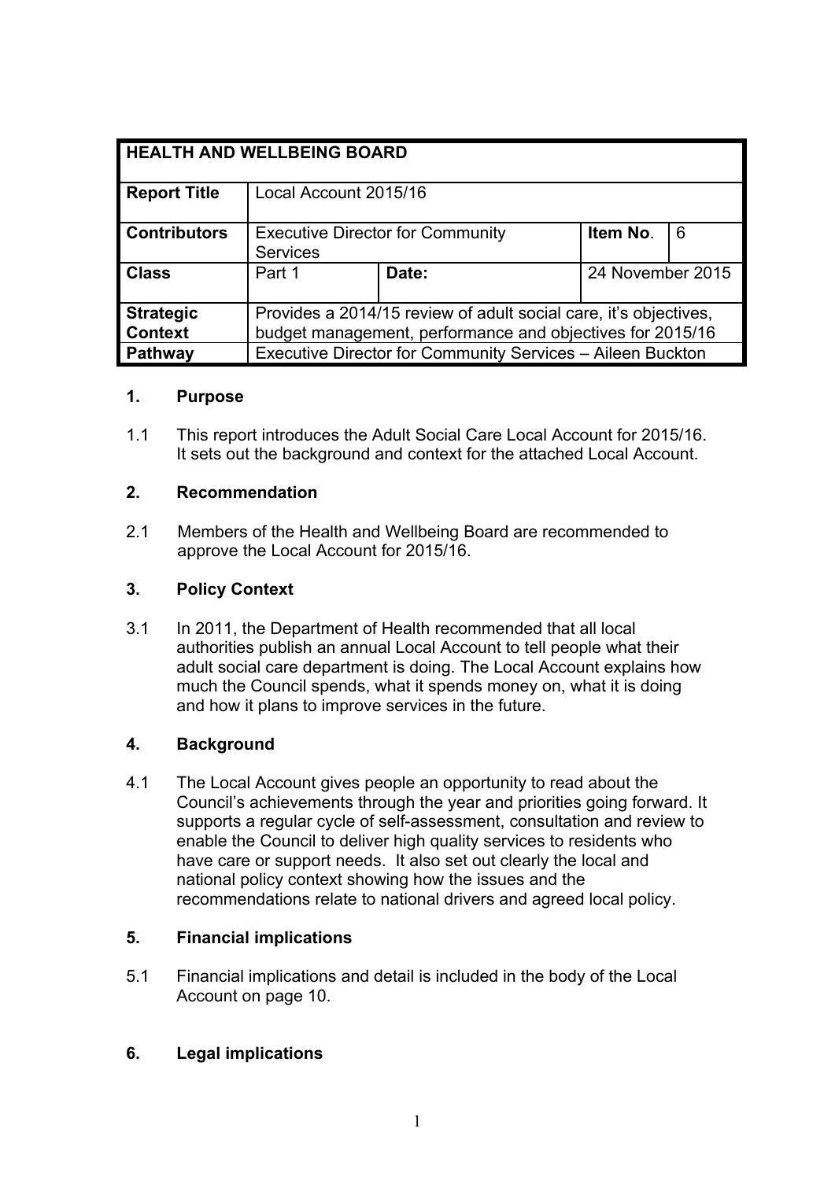| HEALTH AND WELLBEING BOARD | | | | |
|---|---|---|---|---|
| **Report Title** | Local Account 2015/16 | | | |
| **Contributors** | Executive Director for Community Services | | **Item No**. | 6 |
| **Class** | Part 1 | **Date:** | 24 November 2015 | |
| **Strategic Context** | Provides a 2014/15 review of adult social care, it's objectives, budget management, performance and objectives for 2015/16 | | | |
| **Pathway** | Executive Director for Community Services – Aileen Buckton | | | |

## 1. Purpose

1.1 This report introduces the Adult Social Care Local Account for 2015/16. It sets out the background and context for the attached Local Account.

## 2. Recommendation

2.1 Members of the Health and Wellbeing Board are recommended to approve the Local Account for 2015/16.

## 3. Policy Context

3.1 In 2011, the Department of Health recommended that all local authorities publish an annual Local Account to tell people what their adult social care department is doing. The Local Account explains how much the Council spends, what it spends money on, what it is doing and how it plans to improve services in the future.

## 4. Background

4.1 The Local Account gives people an opportunity to read about the Council's achievements through the year and priorities going forward. It supports a regular cycle of self-assessment, consultation and review to enable the Council to deliver high quality services to residents who have care or support needs. It also set out clearly the local and national policy context showing how the issues and the recommendations relate to national drivers and agreed local policy.

## 5. Financial implications

5.1 Financial implications and detail is included in the body of the Local Account on page 10.

## 6. Legal implications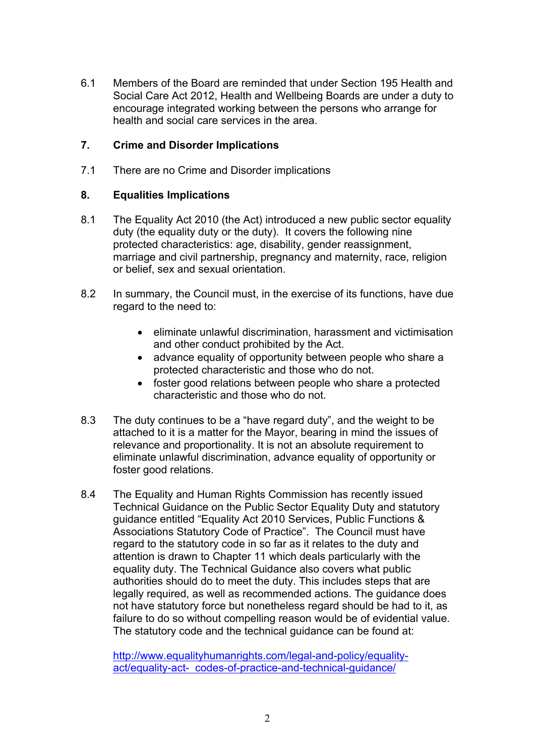6.1 Members of the Board are reminded that under Section 195 Health and Social Care Act 2012, Health and Wellbeing Boards are under a duty to encourage integrated working between the persons who arrange for health and social care services in the area.

## 7. Crime and Disorder Implications

7.1 There are no Crime and Disorder implications

## 8. Equalities Implications

8.1 The Equality Act 2010 (the Act) introduced a new public sector equality duty (the equality duty or the duty). It covers the following nine protected characteristics: age, disability, gender reassignment, marriage and civil partnership, pregnancy and maternity, race, religion or belief, sex and sexual orientation.

8.2 In summary, the Council must, in the exercise of its functions, have due regard to the need to:

- eliminate unlawful discrimination, harassment and victimisation and other conduct prohibited by the Act.
- advance equality of opportunity between people who share a protected characteristic and those who do not.
- foster good relations between people who share a protected characteristic and those who do not.

8.3 The duty continues to be a "have regard duty", and the weight to be attached to it is a matter for the Mayor, bearing in mind the issues of relevance and proportionality. It is not an absolute requirement to eliminate unlawful discrimination, advance equality of opportunity or foster good relations.

8.4 The Equality and Human Rights Commission has recently issued Technical Guidance on the Public Sector Equality Duty and statutory guidance entitled "Equality Act 2010 Services, Public Functions & Associations Statutory Code of Practice". The Council must have regard to the statutory code in so far as it relates to the duty and attention is drawn to Chapter 11 which deals particularly with the equality duty. The Technical Guidance also covers what public authorities should do to meet the duty. This includes steps that are legally required, as well as recommended actions. The guidance does not have statutory force but nonetheless regard should be had to it, as failure to do so without compelling reason would be of evidential value. The statutory code and the technical guidance can be found at:

http://www.equalityhumanrights.com/legal-and-policy/equality-act/equality-act- codes-of-practice-and-technical-guidance/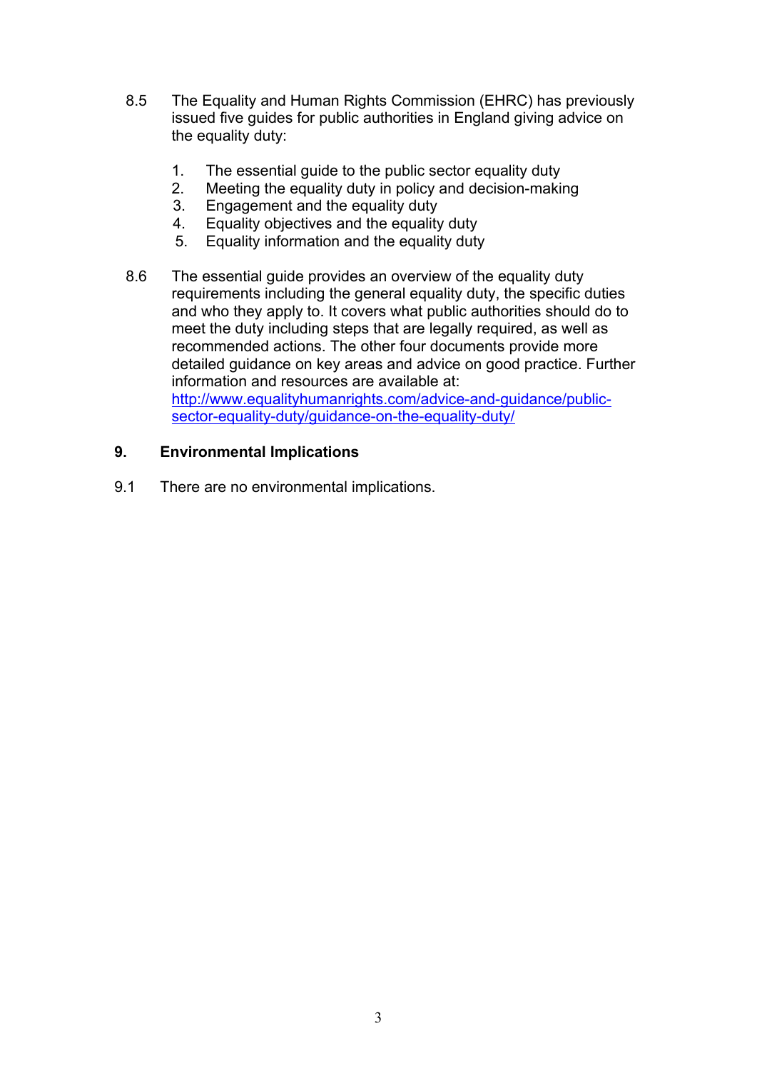8.5 The Equality and Human Rights Commission (EHRC) has previously issued five guides for public authorities in England giving advice on the equality duty:

1. The essential guide to the public sector equality duty
2. Meeting the equality duty in policy and decision-making
3. Engagement and the equality duty
4. Equality objectives and the equality duty
5. Equality information and the equality duty

8.6 The essential guide provides an overview of the equality duty requirements including the general equality duty, the specific duties and who they apply to. It covers what public authorities should do to meet the duty including steps that are legally required, as well as recommended actions. The other four documents provide more detailed guidance on key areas and advice on good practice. Further information and resources are available at: [http://www.equalityhumanrights.com/advice-and-guidance/public-sector-equality-duty/guidance-on-the-equality-duty/](http://www.equalityhumanrights.com/advice-and-guidance/public-sector-equality-duty/guidance-on-the-equality-duty/)

## 9. Environmental Implications

9.1 There are no environmental implications.